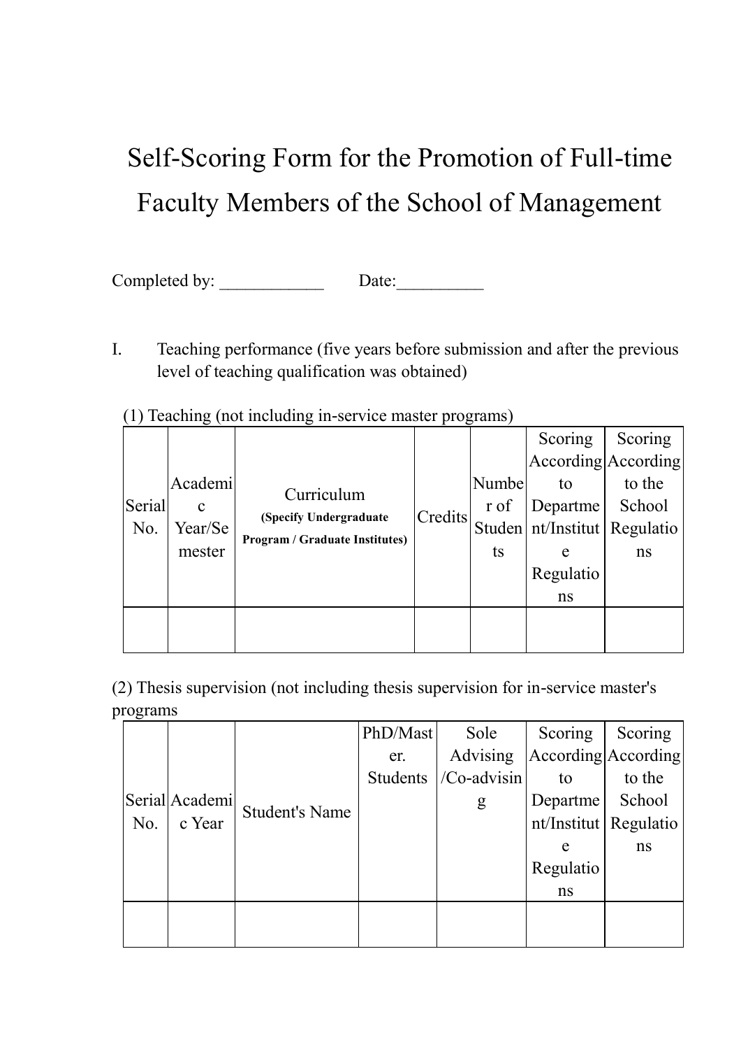# Self-Scoring Form for the Promotion of Full-time Faculty Members of the School of Management

Completed by: ____________ Date:__________

I. Teaching performance (five years before submission and after the previous level of teaching qualification was obtained)

(1) Teaching (not including in-service master programs)

| Serial No. | Academic Year/Semester | Curriculum **(Specify Undergraduate Program / Graduate Institutes)** | Credits | Number of Students | Scoring According to Department/Institute Regulations | Scoring According to the School Regulations |
|---|---|---|---|---|---|---|
| | | | | | | |

(2) Thesis supervision (not including thesis supervision for in-service master's programs

| Serial No. | Academic Year | Student's Name | PhD/Master. Students | Sole Advising /Co-advising | Scoring According to Department/Institute Regulations | Scoring According to the School Regulations |
|---|---|---|---|---|---|---|
| | | | | | | |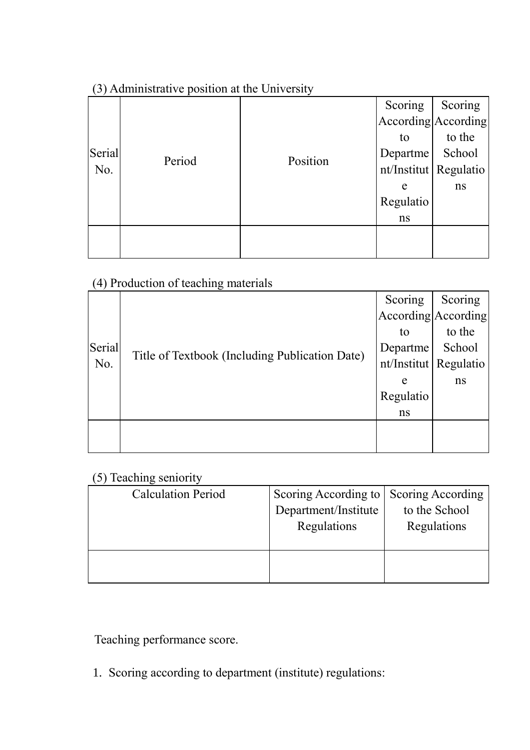(3) Administrative position at the University

| Serial No. | Period | Position | Scoring According to Department/Institute Regulations | Scoring According to the School Regulations |
|---|---|---|---|---|
| | | | | |

(4) Production of teaching materials

| Serial No. | Title of Textbook (Including Publication Date) | Scoring According to Department/Institute Regulations | Scoring According to the School Regulations |
|---|---|---|---|
| | | | |

(5) Teaching seniority

| Calculation Period | Scoring According to Department/Institute Regulations | Scoring According to the School Regulations |
|---|---|---|
| | | |

Teaching performance score.

1. Scoring according to department (institute) regulations: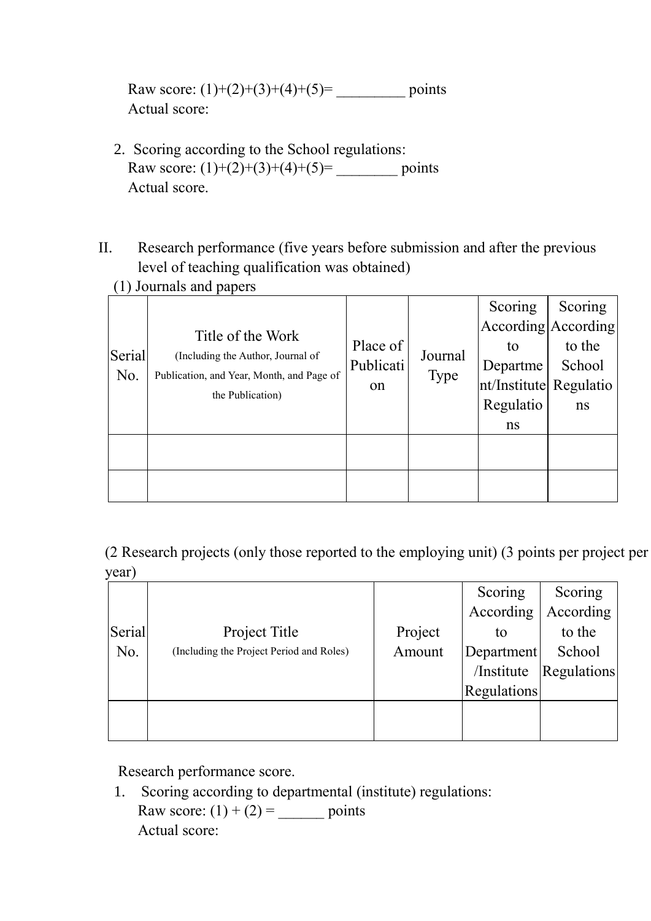Raw score: (1)+(2)+(3)+(4)+(5)= _________ points
Actual score:

2. Scoring according to the School regulations:
   Raw score: (1)+(2)+(3)+(4)+(5)= ________ points
   Actual score.

II. Research performance (five years before submission and after the previous level of teaching qualification was obtained)

(1) Journals and papers

| Serial No. | Title of the Work (Including the Author, Journal of Publication, and Year, Month, and Page of the Publication) | Place of Publication | Journal Type | Scoring According to Department/Institute Regulations | Scoring According to the School Regulations |
|---|---|---|---|---|---|
| | | | | | |
| | | | | | |

(2 Research projects (only those reported to the employing unit) (3 points per project per year)

| Serial No. | Project Title (Including the Project Period and Roles) | Project Amount | Scoring According to Department/Institute Regulations | Scoring According to the School Regulations |
|---|---|---|---|---|
| | | | | |

Research performance score.

1. Scoring according to departmental (institute) regulations:
   Raw score: (1) + (2) = ______ points
   Actual score: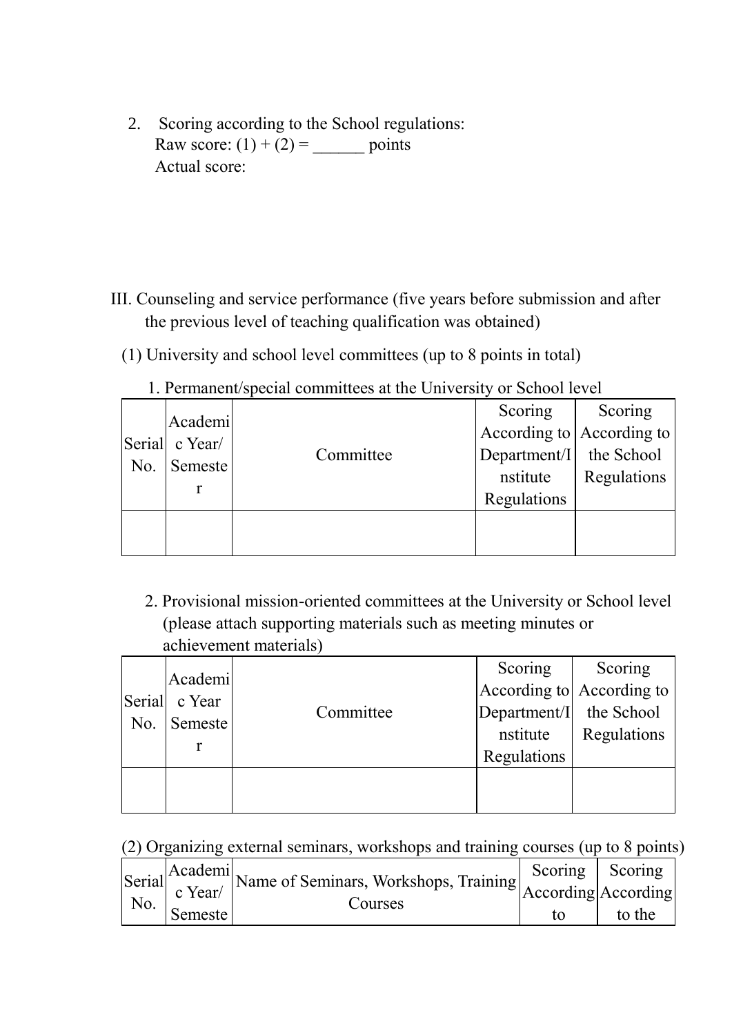2. Scoring according to the School regulations:
   Raw score: (1) + (2) = ______ points
   Actual score:

III. Counseling and service performance (five years before submission and after the previous level of teaching qualification was obtained)

(1) University and school level committees (up to 8 points in total)

1. Permanent/special committees at the University or School level

| Serial No. | Academic Year/ Semester | Committee | Scoring According to Department/Institute Regulations | Scoring According to the School Regulations |
|---|---|---|---|---|
| | | | | |

2. Provisional mission-oriented committees at the University or School level (please attach supporting materials such as meeting minutes or achievement materials)

| Serial No. | Academic Year Semester | Committee | Scoring According to Department/Institute Regulations | Scoring According to the School Regulations |
|---|---|---|---|---|
| | | | | |

(2) Organizing external seminars, workshops and training courses (up to 8 points)

| Serial No. | Academic Year/ Semeste | Name of Seminars, Workshops, Training Courses | Scoring According to | Scoring According to the |
|---|---|---|---|---|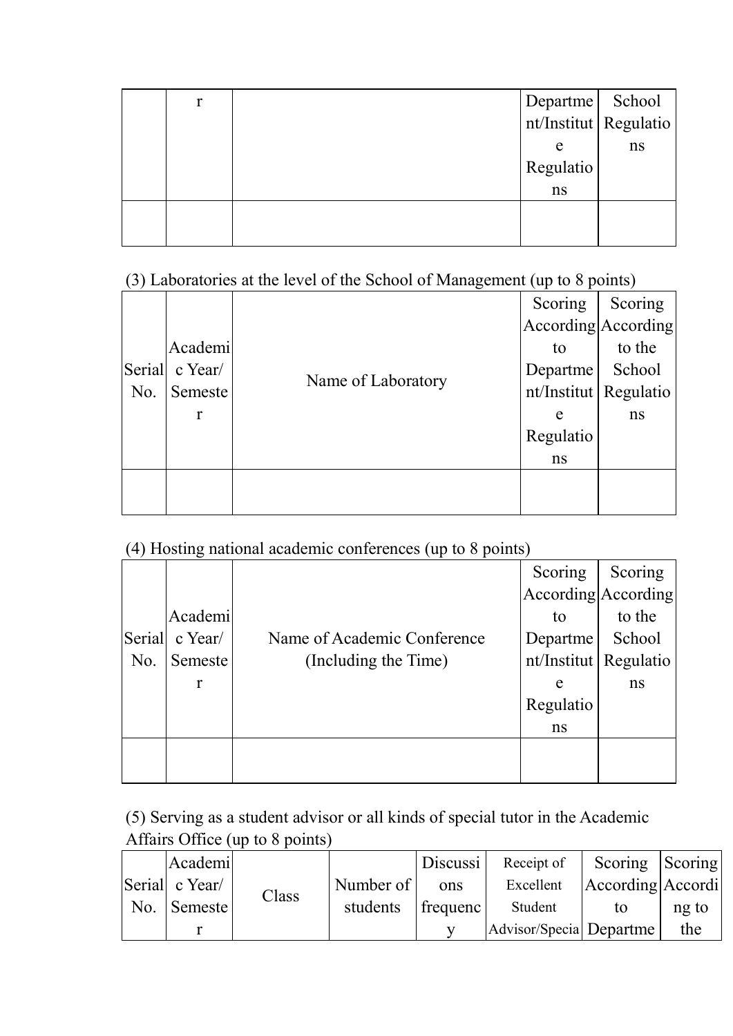| Serial No. | Academic Year/ Semester | | Scoring According to Department/Institute Regulations | Scoring According to the School Regulations |
|---|---|---|---|---|
| | | | | |

(3) Laboratories at the level of the School of Management (up to 8 points)

| Serial No. | Academic Year/ Semester | Name of Laboratory | Scoring According to Department/Institute Regulations | Scoring According to the School Regulations |
|---|---|---|---|---|
| | | | | |

(4) Hosting national academic conferences (up to 8 points)

| Serial No. | Academic Year/ Semester | Name of Academic Conference (Including the Time) | Scoring According to Department/Institute Regulations | Scoring According to the School Regulations |
|---|---|---|---|---|
| | | | | |

(5) Serving as a student advisor or all kinds of special tutor in the Academic Affairs Office (up to 8 points)

| Serial No. | Academic Year/ Semester | Class | Number of students | Discussions frequency | Receipt of Excellent Student Advisor/Specia | Scoring According to Departme | Scoring According to the |
|---|---|---|---|---|---|---|---|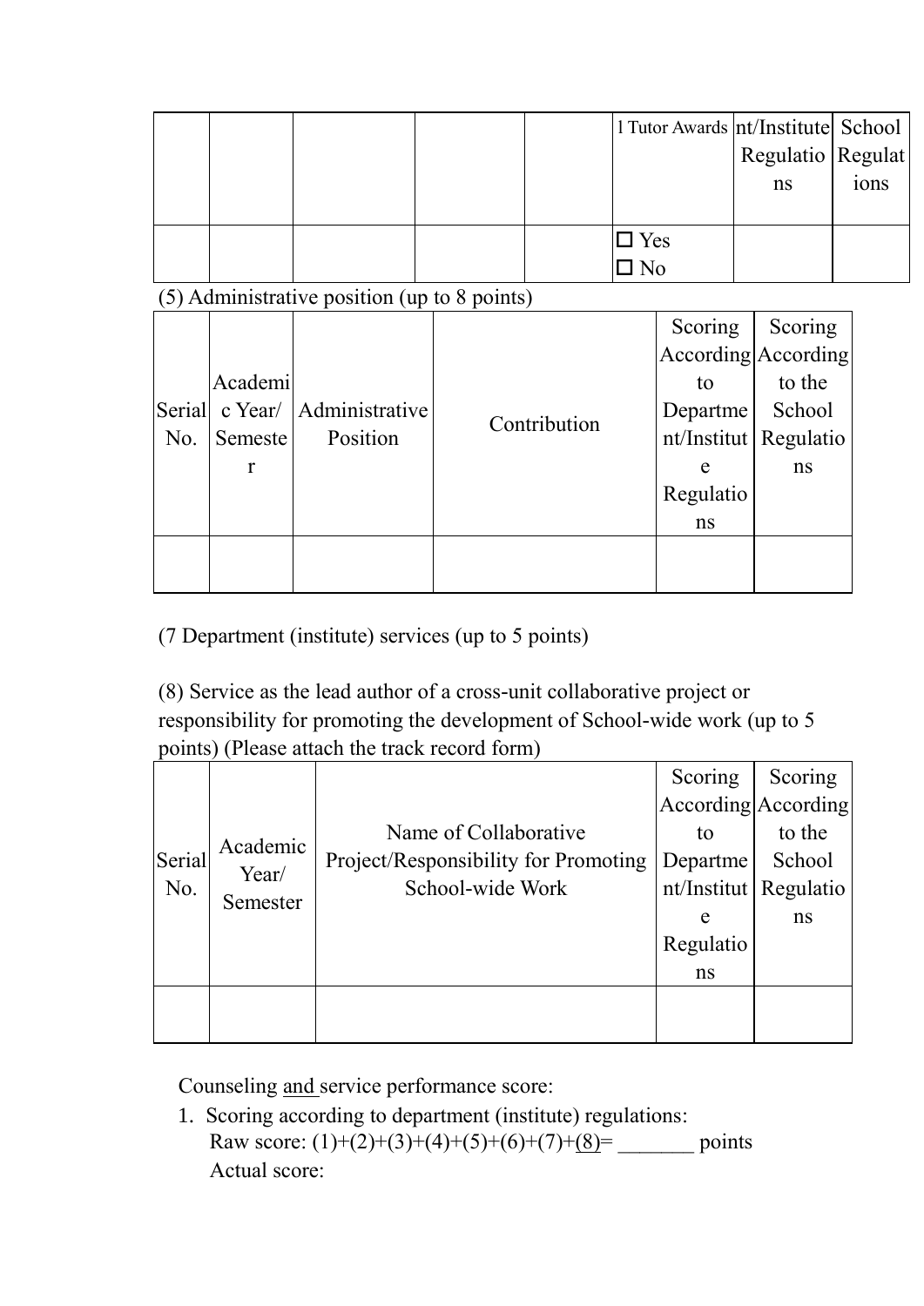|  |  |  |  |  | l Tutor Awards | nt/Institute Regulations | School Regulations |
|---|---|---|---|---|---|---|---|
|  |  |  |  |  | ☐ Yes<br>☐ No |  |  |

(5) Administrative position (up to 8 points)

| Serial No. | Academic Year/ Semester | Administrative Position | Contribution | Scoring According to Department/Institute Regulations | Scoring According to the School Regulations |
|---|---|---|---|---|---|
|  |  |  |  |  |  |

(7 Department (institute) services (up to 5 points)

(8) Service as the lead author of a cross-unit collaborative project or responsibility for promoting the development of School-wide work (up to 5 points) (Please attach the track record form)

| Serial No. | Academic Year/ Semester | Name of Collaborative Project/Responsibility for Promoting School-wide Work | Scoring According to Department/Institute Regulations | Scoring According to the School Regulations |
|---|---|---|---|---|
|  |  |  |  |  |

Counseling and service performance score:

1. Scoring according to department (institute) regulations:
   Raw score: (1)+(2)+(3)+(4)+(5)+(6)+(7)+(8)= _______ points
   Actual score: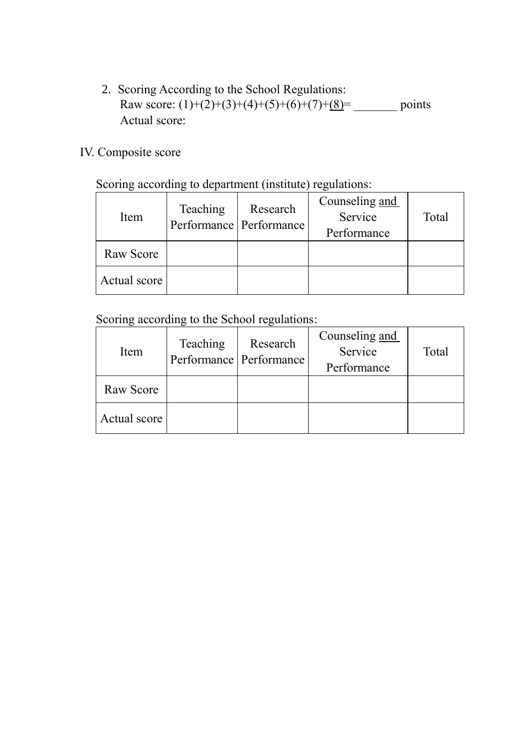2. Scoring According to the School Regulations:
   Raw score: (1)+(2)+(3)+(4)+(5)+(6)+(7)+(8)= _______ points
   Actual score:

IV. Composite score

Scoring according to department (institute) regulations:

| Item | Teaching Performance | Research Performance | Counseling and Service Performance | Total |
|---|---|---|---|---|
| Raw Score | | | | |
| Actual score | | | | |

Scoring according to the School regulations:

| Item | Teaching Performance | Research Performance | Counseling and Service Performance | Total |
|---|---|---|---|---|
| Raw Score | | | | |
| Actual score | | | | |